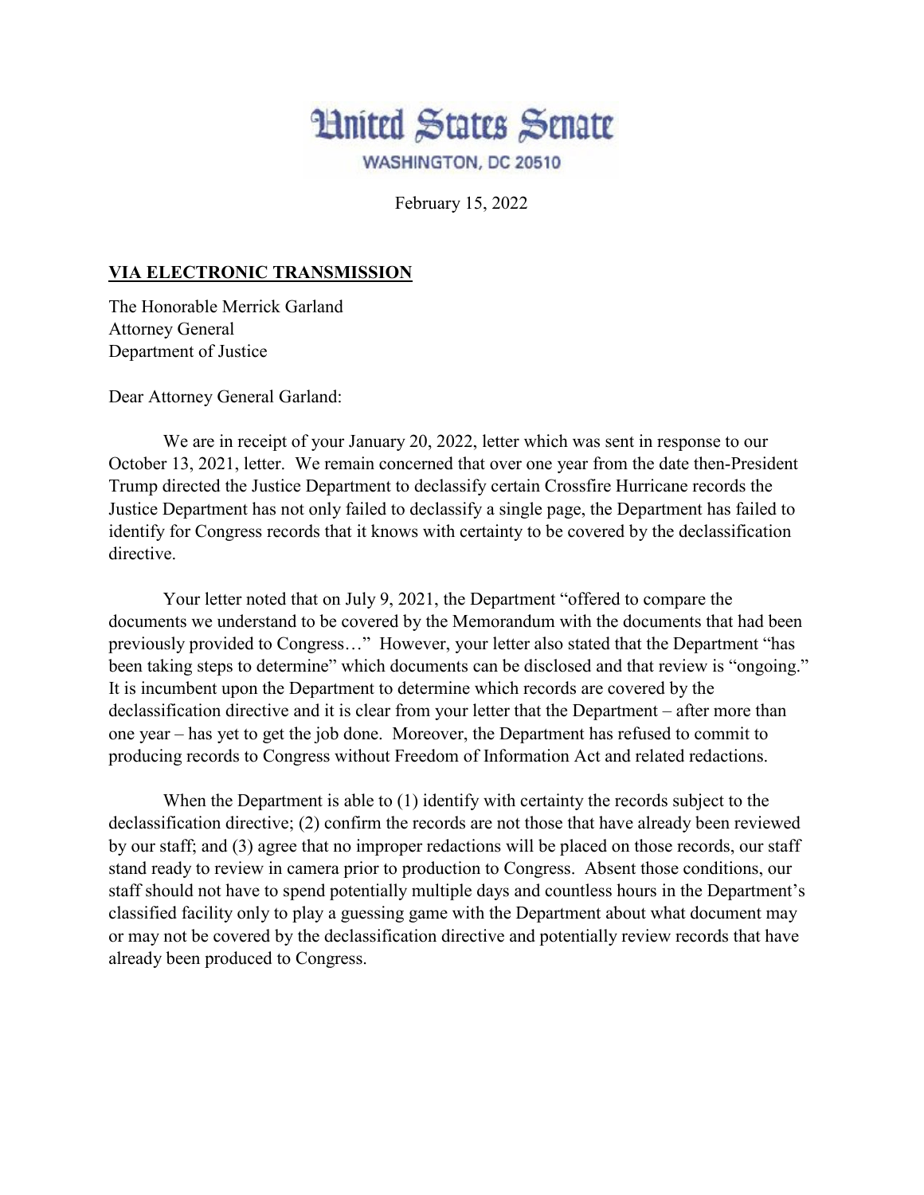# United States Senate

WASHINGTON, DC 20510

February 15, 2022

**VIA ELECTRONIC TRANSMISSION**

The Honorable Merrick Garland
Attorney General
Department of Justice

Dear Attorney General Garland:

We are in receipt of your January 20, 2022, letter which was sent in response to our October 13, 2021, letter. We remain concerned that over one year from the date then-President Trump directed the Justice Department to declassify certain Crossfire Hurricane records the Justice Department has not only failed to declassify a single page, the Department has failed to identify for Congress records that it knows with certainty to be covered by the declassification directive.

Your letter noted that on July 9, 2021, the Department "offered to compare the documents we understand to be covered by the Memorandum with the documents that had been previously provided to Congress…" However, your letter also stated that the Department "has been taking steps to determine" which documents can be disclosed and that review is "ongoing." It is incumbent upon the Department to determine which records are covered by the declassification directive and it is clear from your letter that the Department – after more than one year – has yet to get the job done. Moreover, the Department has refused to commit to producing records to Congress without Freedom of Information Act and related redactions.

When the Department is able to (1) identify with certainty the records subject to the declassification directive; (2) confirm the records are not those that have already been reviewed by our staff; and (3) agree that no improper redactions will be placed on those records, our staff stand ready to review in camera prior to production to Congress. Absent those conditions, our staff should not have to spend potentially multiple days and countless hours in the Department's classified facility only to play a guessing game with the Department about what document may or may not be covered by the declassification directive and potentially review records that have already been produced to Congress.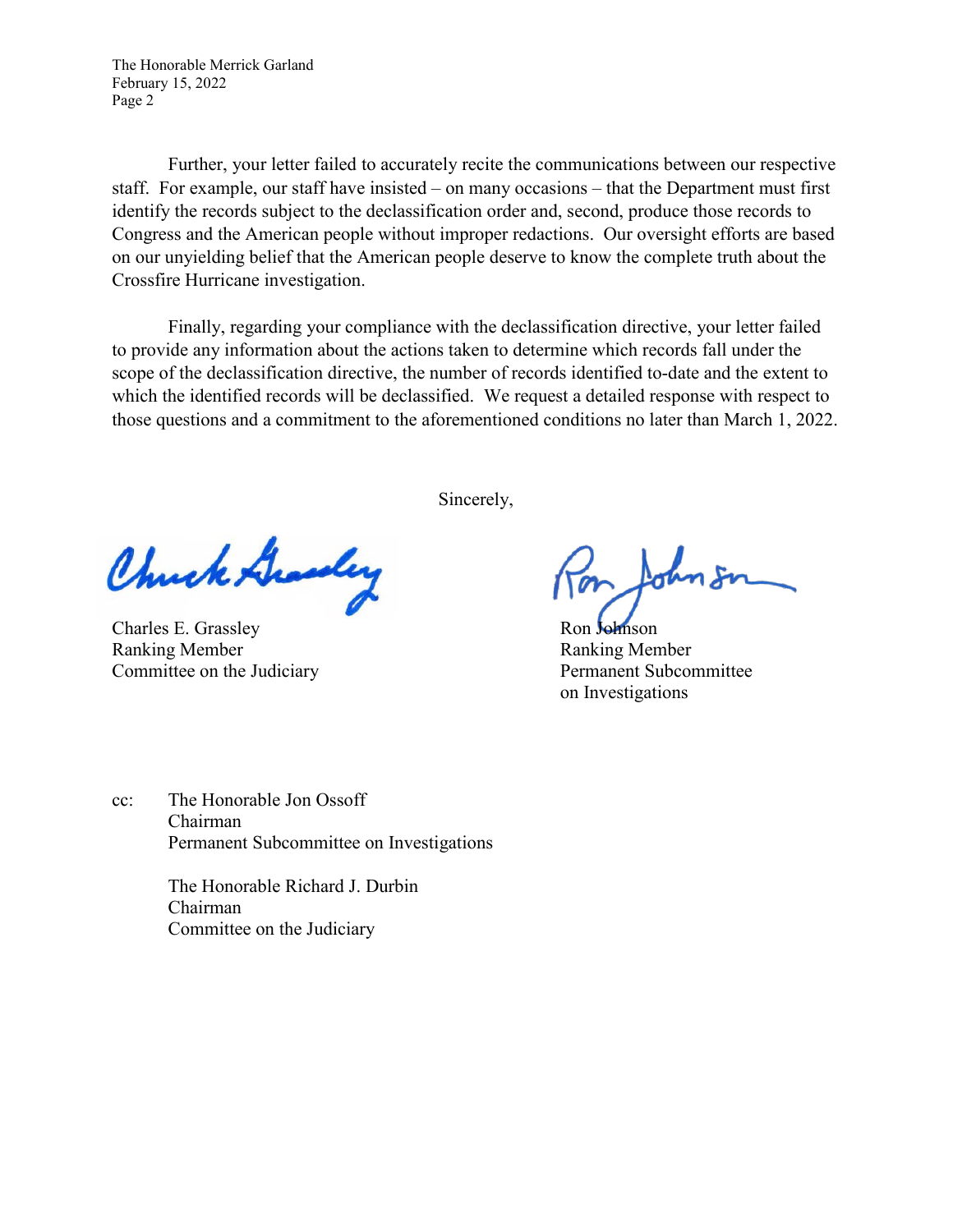Further, your letter failed to accurately recite the communications between our respective staff. For example, our staff have insisted – on many occasions – that the Department must first identify the records subject to the declassification order and, second, produce those records to Congress and the American people without improper redactions. Our oversight efforts are based on our unyielding belief that the American people deserve to know the complete truth about the Crossfire Hurricane investigation.

Finally, regarding your compliance with the declassification directive, your letter failed to provide any information about the actions taken to determine which records fall under the scope of the declassification directive, the number of records identified to-date and the extent to which the identified records will be declassified. We request a detailed response with respect to those questions and a commitment to the aforementioned conditions no later than March 1, 2022.

Sincerely,

Charles E. Grassley
Ranking Member
Committee on the Judiciary

Ron Johnson
Ranking Member
Permanent Subcommittee on Investigations

cc: The Honorable Jon Ossoff
Chairman
Permanent Subcommittee on Investigations

The Honorable Richard J. Durbin
Chairman
Committee on the Judiciary